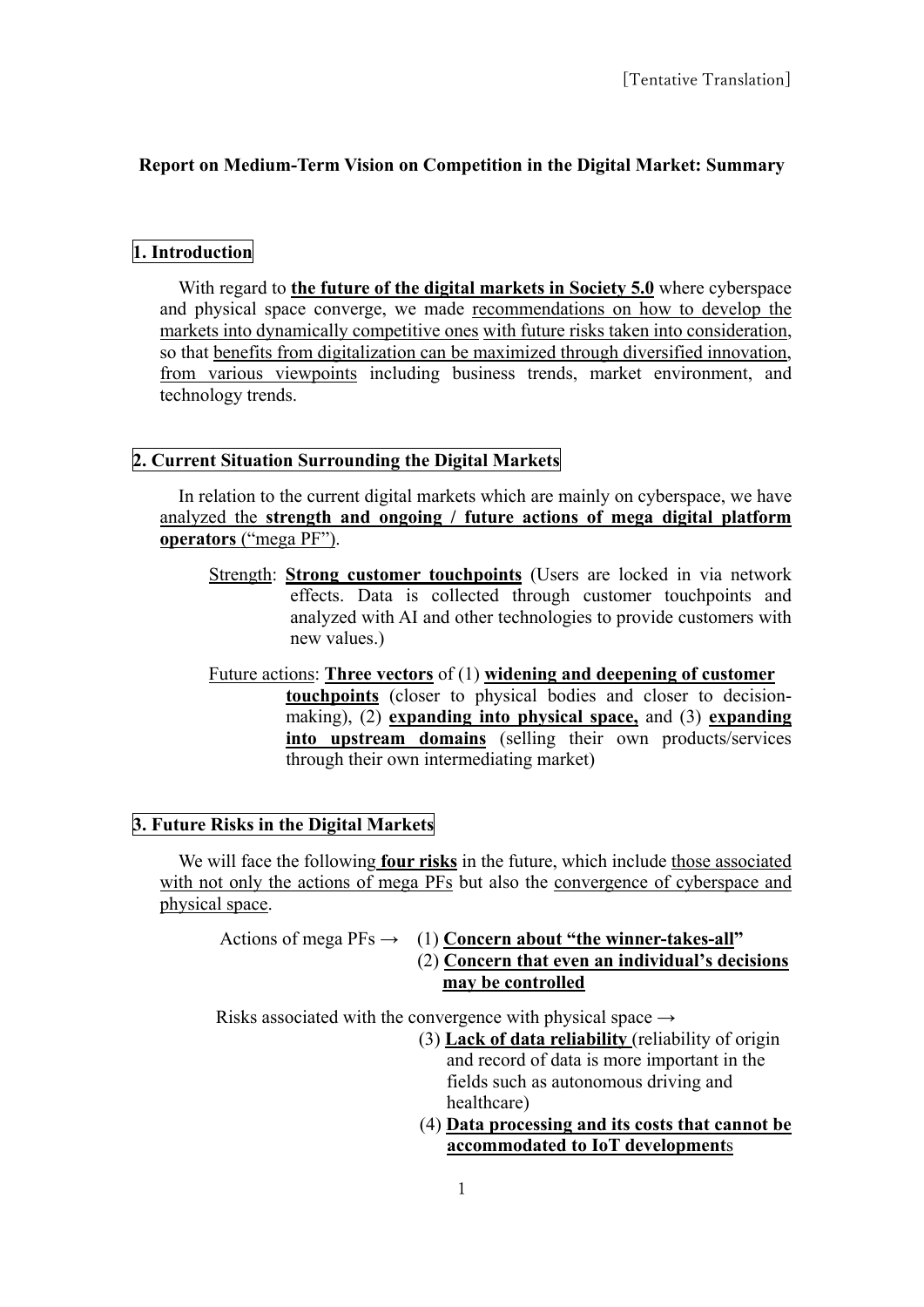[Tentative Translation]

# Report on Medium-Term Vision on Competition in the Digital Market: Summary

## 1. Introduction

With regard to **the future of the digital markets in Society 5.0** where cyberspace and physical space converge, we made recommendations on how to develop the markets into dynamically competitive ones with future risks taken into consideration, so that benefits from digitalization can be maximized through diversified innovation, from various viewpoints including business trends, market environment, and technology trends.

## 2. Current Situation Surrounding the Digital Markets

In relation to the current digital markets which are mainly on cyberspace, we have analyzed the **strength and ongoing / future actions of mega digital platform operators** ("mega PF").

Strength: **Strong customer touchpoints** (Users are locked in via network effects. Data is collected through customer touchpoints and analyzed with AI and other technologies to provide customers with new values.)

Future actions: **Three vectors** of (1) **widening and deepening of customer touchpoints** (closer to physical bodies and closer to decision-making), (2) **expanding into physical space,** and (3) **expanding into upstream domains** (selling their own products/services through their own intermediating market)

## 3. Future Risks in the Digital Markets

We will face the following **four risks** in the future, which include those associated with not only the actions of mega PFs but also the convergence of cyberspace and physical space.

Actions of mega PFs →
(1) **Concern about "the winner-takes-all"**
(2) **Concern that even an individual's decisions may be controlled**

Risks associated with the convergence with physical space →
(3) **Lack of data reliability** (reliability of origin and record of data is more important in the fields such as autonomous driving and healthcare)
(4) **Data processing and its costs that cannot be accommodated to IoT developments**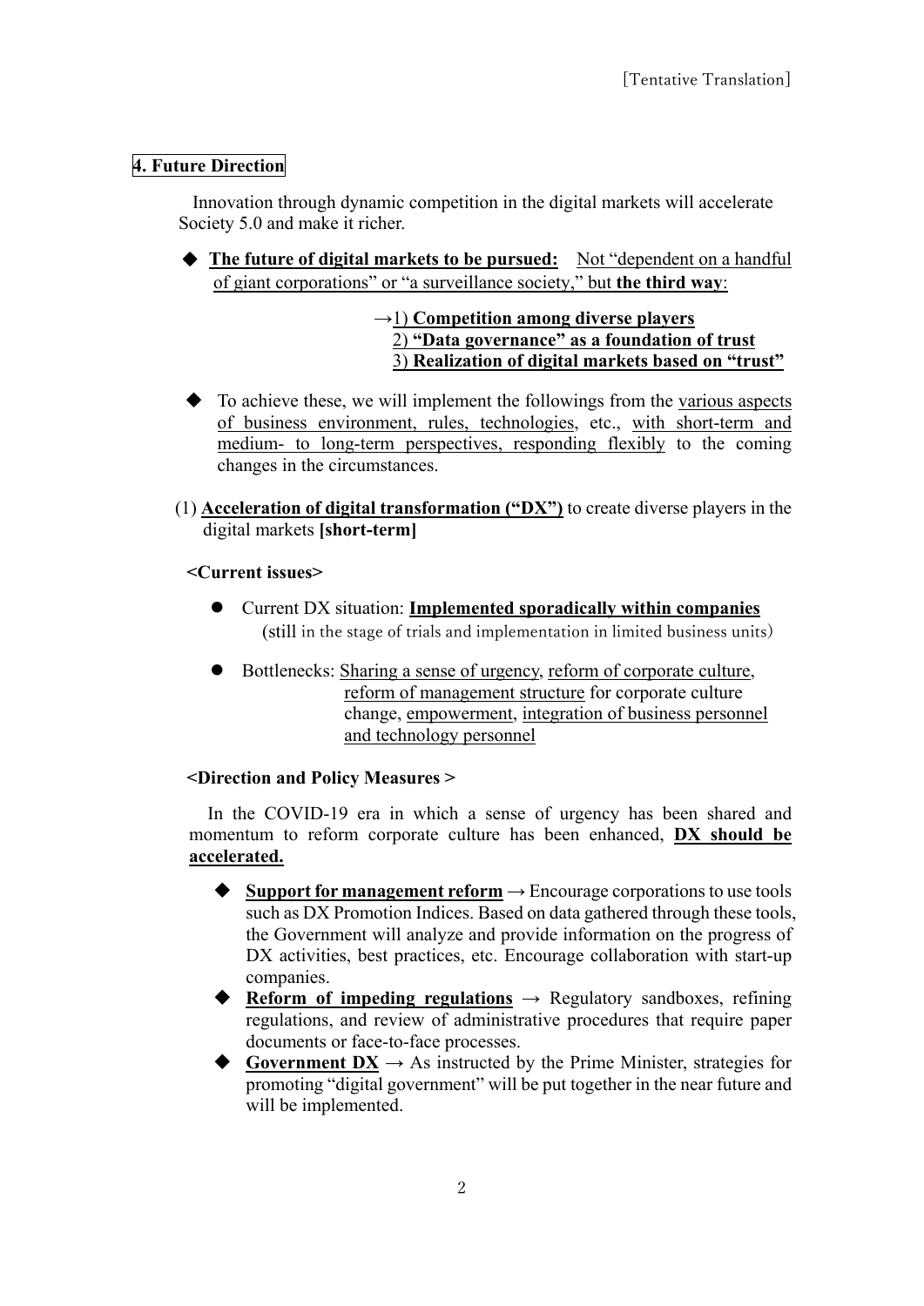[Tentative Translation]

## 4. Future Direction

Innovation through dynamic competition in the digital markets will accelerate Society 5.0 and make it richer.

◆ **The future of digital markets to be pursued:** Not "dependent on a handful of giant corporations" or "a surveillance society," but **the third way**:

→1) **Competition among diverse players**
2) **"Data governance" as a foundation of trust**
3) **Realization of digital markets based on "trust"**

◆ To achieve these, we will implement the followings from the various aspects of business environment, rules, technologies, etc., with short-term and medium- to long-term perspectives, responding flexibly to the coming changes in the circumstances.

(1) **Acceleration of digital transformation ("DX")** to create diverse players in the digital markets **[short-term]**

**<Current issues>**

- Current DX situation: **Implemented sporadically within companies**
  (still in the stage of trials and implementation in limited business units)
- Bottlenecks: Sharing a sense of urgency, reform of corporate culture, reform of management structure for corporate culture change, empowerment, integration of business personnel and technology personnel

**<Direction and Policy Measures >**

In the COVID-19 era in which a sense of urgency has been shared and momentum to reform corporate culture has been enhanced, **DX should be accelerated.**

◆ **Support for management reform** → Encourage corporations to use tools such as DX Promotion Indices. Based on data gathered through these tools, the Government will analyze and provide information on the progress of DX activities, best practices, etc. Encourage collaboration with start-up companies.

◆ **Reform of impeding regulations** → Regulatory sandboxes, refining regulations, and review of administrative procedures that require paper documents or face-to-face processes.

◆ **Government DX** → As instructed by the Prime Minister, strategies for promoting "digital government" will be put together in the near future and will be implemented.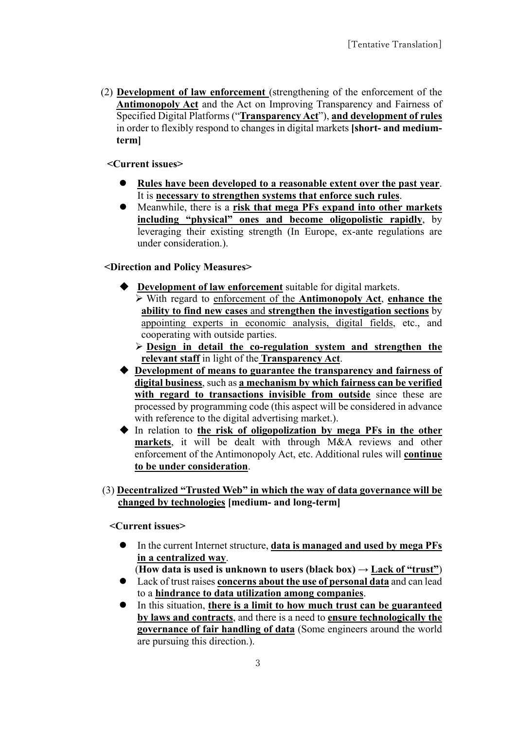(2) **Development of law enforcement** (strengthening of the enforcement of the **Antimonopoly Act** and the Act on Improving Transparency and Fairness of Specified Digital Platforms ("**Transparency Act**"), **and development of rules** in order to flexibly respond to changes in digital markets **[short- and medium-term]**

**<Current issues>**

- **Rules have been developed to a reasonable extent over the past year**. It is **necessary to strengthen systems that enforce such rules**.
- Meanwhile, there is a **risk that mega PFs expand into other markets including "physical" ones and become oligopolistic rapidly**, by leveraging their existing strength (In Europe, ex-ante regulations are under consideration.).

**<Direction and Policy Measures>**

- **Development of law enforcement** suitable for digital markets.
  - With regard to enforcement of the **Antimonopoly Act**, **enhance the ability to find new cases** and **strengthen the investigation sections** by appointing experts in economic analysis, digital fields, etc., and cooperating with outside parties.
  - **Design in detail the co-regulation system and strengthen the relevant staff** in light of the **Transparency Act**.
- **Development of means to guarantee the transparency and fairness of digital business**, such as **a mechanism by which fairness can be verified with regard to transactions invisible from outside** since these are processed by programming code (this aspect will be considered in advance with reference to the digital advertising market.).
- In relation to **the risk of oligopolization by mega PFs in the other markets**, it will be dealt with through M&A reviews and other enforcement of the Antimonopoly Act, etc. Additional rules will **continue to be under consideration**.

(3) **Decentralized "Trusted Web" in which the way of data governance will be changed by technologies [medium- and long-term]**

**<Current issues>**

- In the current Internet structure, **data is managed and used by mega PFs in a centralized way**.
  (**How data is used is unknown to users (black box) → Lack of "trust"**)
- Lack of trust raises **concerns about the use of personal data** and can lead to a **hindrance to data utilization among companies**.
- In this situation, **there is a limit to how much trust can be guaranteed by laws and contracts**, and there is a need to **ensure technologically the governance of fair handling of data** (Some engineers around the world are pursuing this direction.).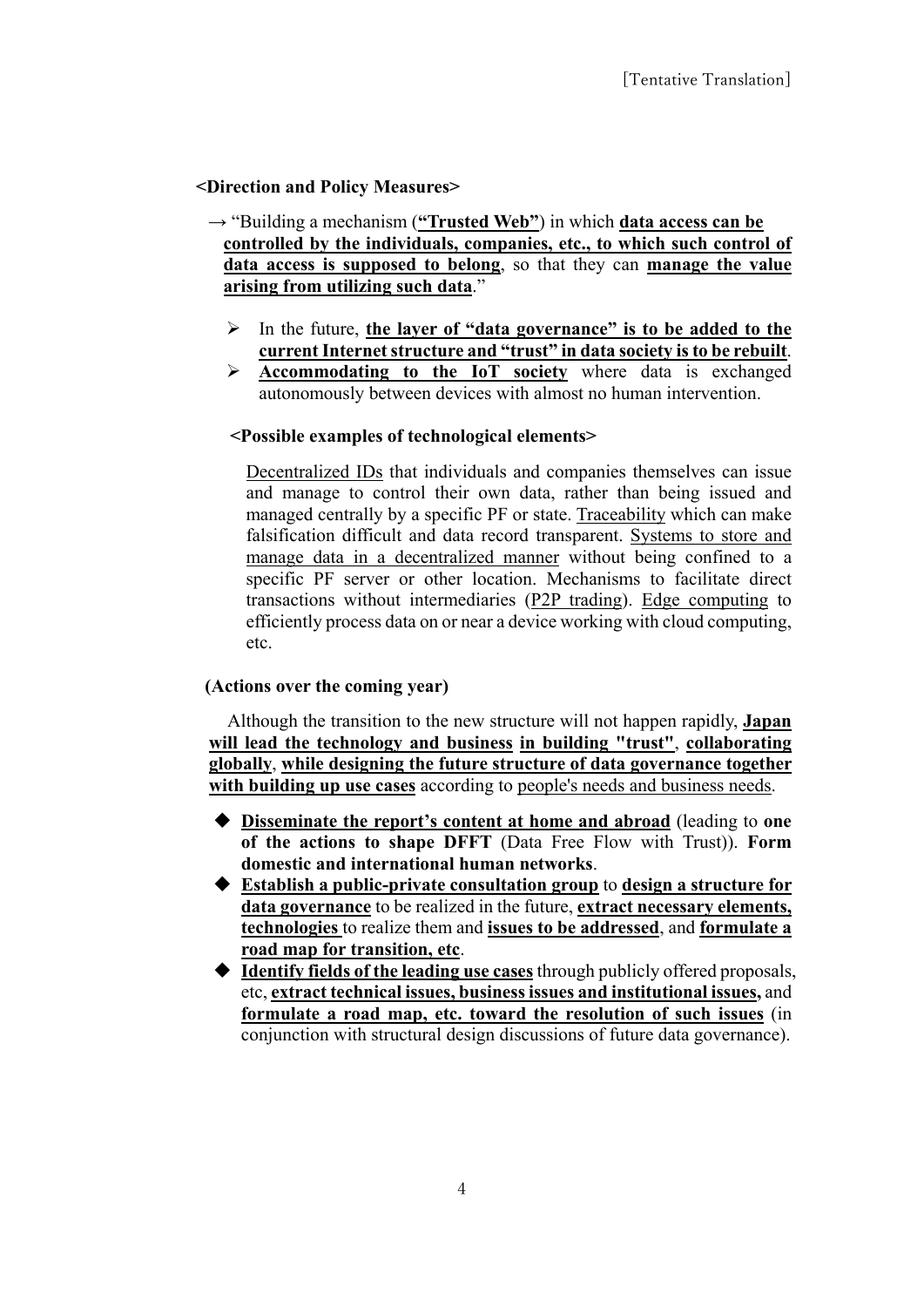**<Direction and Policy Measures>**

→ "Building a mechanism (**"Trusted Web"**) in which **data access can be controlled by the individuals, companies, etc., to which such control of data access is supposed to belong**, so that they can **manage the value arising from utilizing such data**."

- In the future, **the layer of "data governance" is to be added to the current Internet structure and "trust" in data society is to be rebuilt**.
- **Accommodating to the IoT society** where data is exchanged autonomously between devices with almost no human intervention.

**<Possible examples of technological elements>**

Decentralized IDs that individuals and companies themselves can issue and manage to control their own data, rather than being issued and managed centrally by a specific PF or state. Traceability which can make falsification difficult and data record transparent. Systems to store and manage data in a decentralized manner without being confined to a specific PF server or other location. Mechanisms to facilitate direct transactions without intermediaries (P2P trading). Edge computing to efficiently process data on or near a device working with cloud computing, etc.

**(Actions over the coming year)**

Although the transition to the new structure will not happen rapidly, **Japan will lead the technology and business in building "trust"**, **collaborating globally**, **while designing the future structure of data governance together with building up use cases** according to people's needs and business needs.

- **Disseminate the report's content at home and abroad** (leading to **one of the actions to shape DFFT** (Data Free Flow with Trust)). **Form domestic and international human networks**.
- **Establish a public-private consultation group** to **design a structure for data governance** to be realized in the future, **extract necessary elements, technologies** to realize them and **issues to be addressed**, and **formulate a road map for transition, etc**.
- **Identify fields of the leading use cases** through publicly offered proposals, etc, **extract technical issues, business issues and institutional issues,** and **formulate a road map, etc. toward the resolution of such issues** (in conjunction with structural design discussions of future data governance).